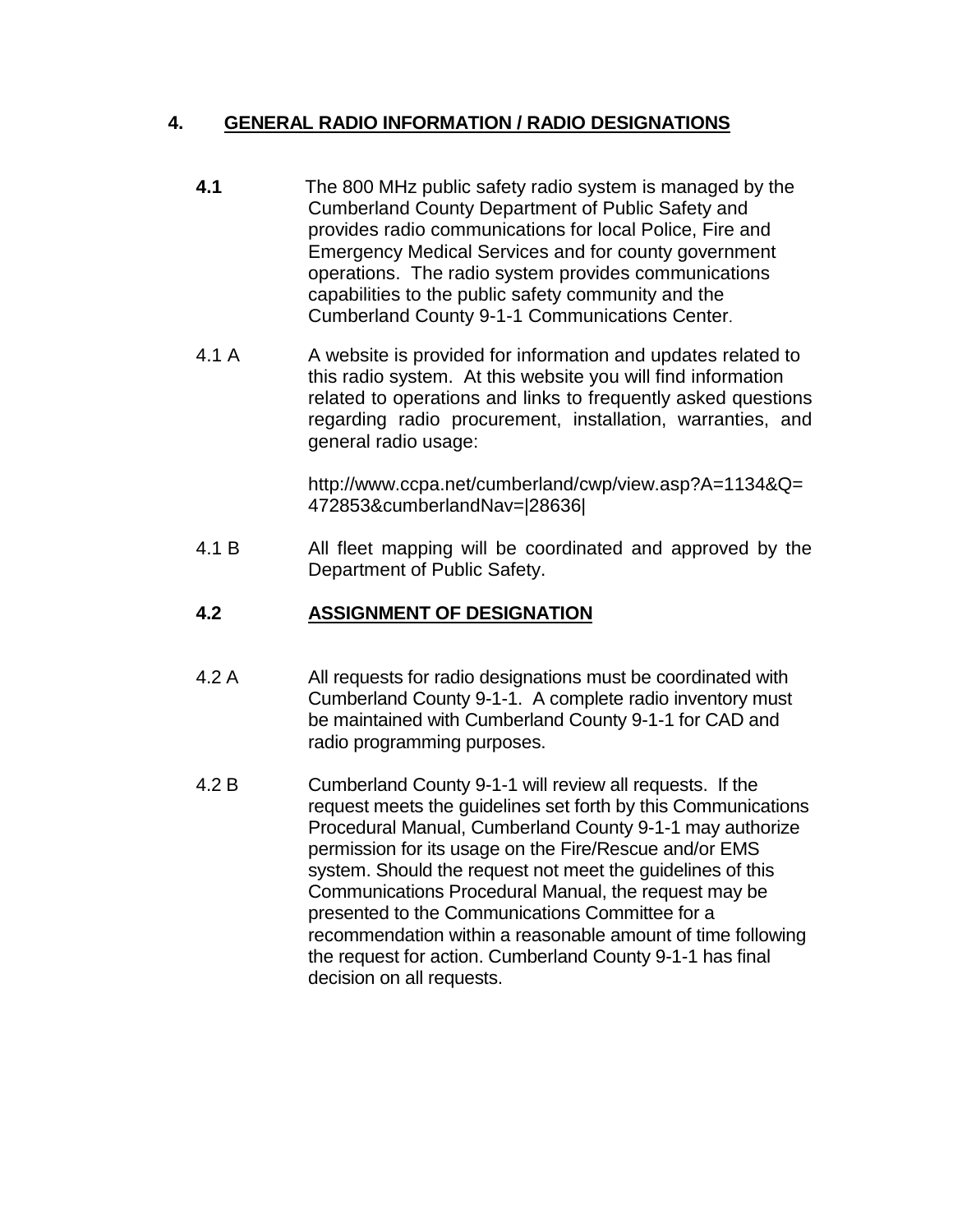## 4. GENERAL RADIO INFORMATION / RADIO DESIGNATIONS

**4.1** The 800 MHz public safety radio system is managed by the Cumberland County Department of Public Safety and provides radio communications for local Police, Fire and Emergency Medical Services and for county government operations. The radio system provides communications capabilities to the public safety community and the Cumberland County 9-1-1 Communications Center.

4.1 A A website is provided for information and updates related to this radio system. At this website you will find information related to operations and links to frequently asked questions regarding radio procurement, installation, warranties, and general radio usage:

http://www.ccpa.net/cumberland/cwp/view.asp?A=1134&Q=472853&cumberlandNav=|28636|

4.1 B All fleet mapping will be coordinated and approved by the Department of Public Safety.

### 4.2 ASSIGNMENT OF DESIGNATION

4.2 A All requests for radio designations must be coordinated with Cumberland County 9-1-1. A complete radio inventory must be maintained with Cumberland County 9-1-1 for CAD and radio programming purposes.

4.2 B Cumberland County 9-1-1 will review all requests. If the request meets the guidelines set forth by this Communications Procedural Manual, Cumberland County 9-1-1 may authorize permission for its usage on the Fire/Rescue and/or EMS system. Should the request not meet the guidelines of this Communications Procedural Manual, the request may be presented to the Communications Committee for a recommendation within a reasonable amount of time following the request for action. Cumberland County 9-1-1 has final decision on all requests.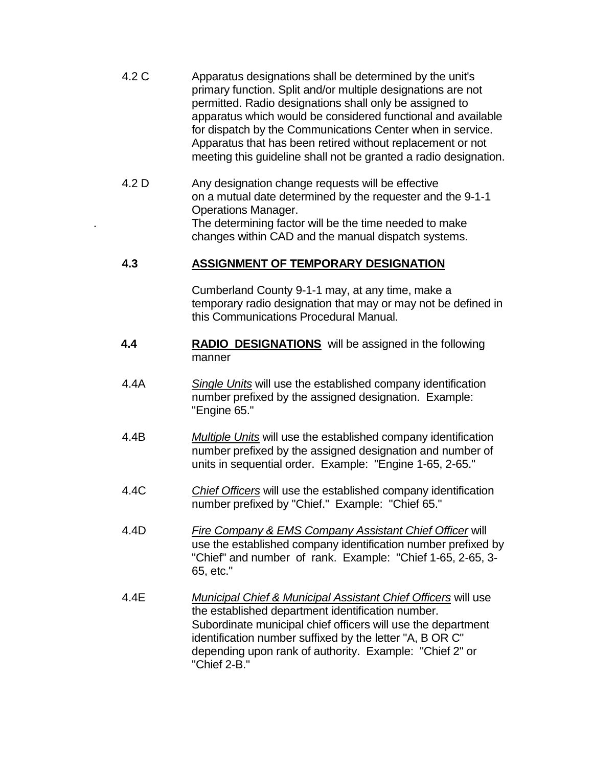4.2 C Apparatus designations shall be determined by the unit's primary function. Split and/or multiple designations are not permitted. Radio designations shall only be assigned to apparatus which would be considered functional and available for dispatch by the Communications Center when in service. Apparatus that has been retired without replacement or not meeting this guideline shall not be granted a radio designation.

4.2 D Any designation change requests will be effective on a mutual date determined by the requester and the 9-1-1 Operations Manager.
. The determining factor will be the time needed to make changes within CAD and the manual dispatch systems.

## 4.3 ASSIGNMENT OF TEMPORARY DESIGNATION

Cumberland County 9-1-1 may, at any time, make a temporary radio designation that may or may not be defined in this Communications Procedural Manual.

**4.4** **RADIO DESIGNATIONS** will be assigned in the following manner

4.4A *Single Units* will use the established company identification number prefixed by the assigned designation. Example: "Engine 65."

4.4B *Multiple Units* will use the established company identification number prefixed by the assigned designation and number of units in sequential order. Example: "Engine 1-65, 2-65."

4.4C *Chief Officers* will use the established company identification number prefixed by "Chief." Example: "Chief 65."

4.4D *Fire Company & EMS Company Assistant Chief Officer* will use the established company identification number prefixed by "Chief" and number of rank. Example: "Chief 1-65, 2-65, 3-65, etc."

4.4E *Municipal Chief & Municipal Assistant Chief Officers* will use the established department identification number. Subordinate municipal chief officers will use the department identification number suffixed by the letter "A, B OR C" depending upon rank of authority. Example: "Chief 2" or "Chief 2-B."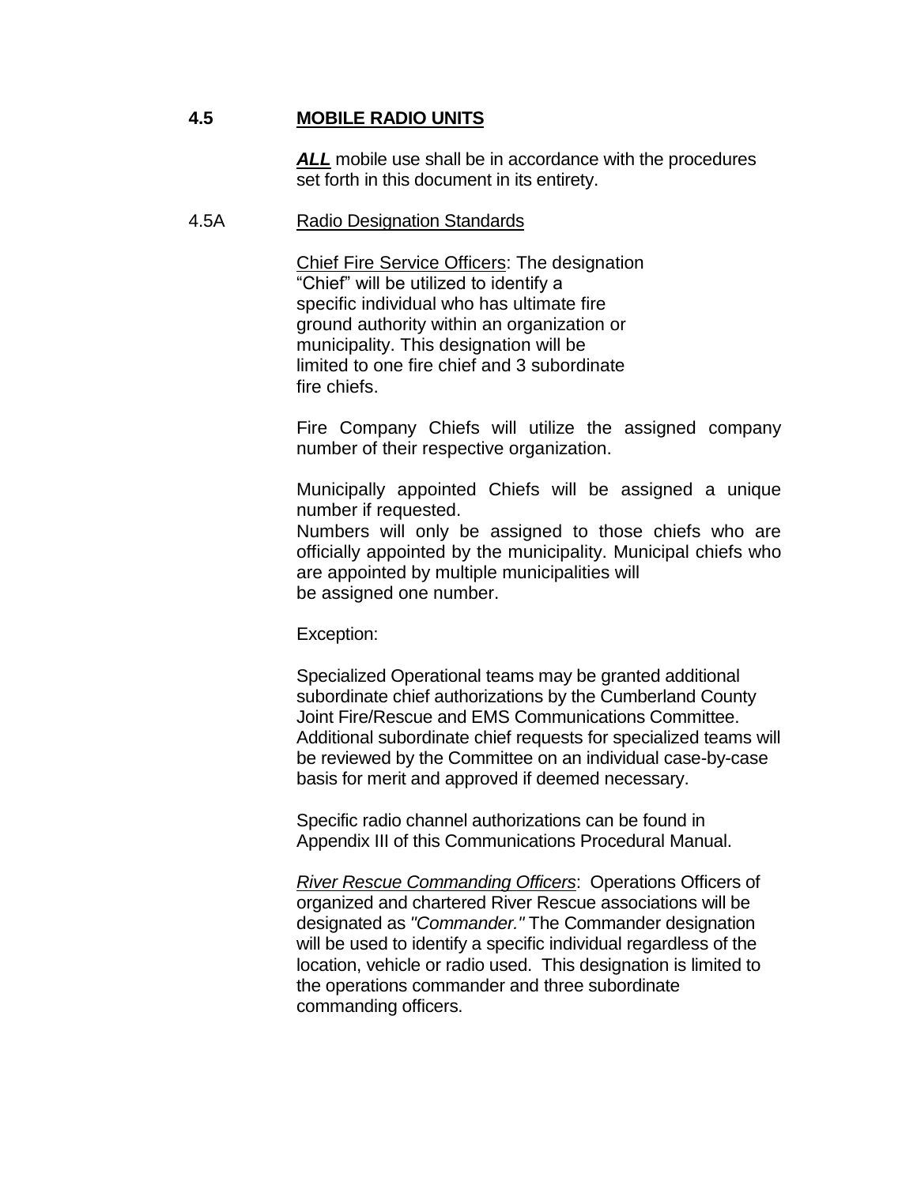## 4.5 MOBILE RADIO UNITS

***ALL*** mobile use shall be in accordance with the procedures set forth in this document in its entirety.

### 4.5A Radio Designation Standards

Chief Fire Service Officers: The designation "Chief" will be utilized to identify a specific individual who has ultimate fire ground authority within an organization or municipality. This designation will be limited to one fire chief and 3 subordinate fire chiefs.

Fire Company Chiefs will utilize the assigned company number of their respective organization.

Municipally appointed Chiefs will be assigned a unique number if requested.
Numbers will only be assigned to those chiefs who are officially appointed by the municipality. Municipal chiefs who are appointed by multiple municipalities will be assigned one number.

Exception:

Specialized Operational teams may be granted additional subordinate chief authorizations by the Cumberland County Joint Fire/Rescue and EMS Communications Committee. Additional subordinate chief requests for specialized teams will be reviewed by the Committee on an individual case-by-case basis for merit and approved if deemed necessary.

Specific radio channel authorizations can be found in Appendix III of this Communications Procedural Manual.

*River Rescue Commanding Officers*: Operations Officers of organized and chartered River Rescue associations will be designated as *"Commander."* The Commander designation will be used to identify a specific individual regardless of the location, vehicle or radio used. This designation is limited to the operations commander and three subordinate commanding officers.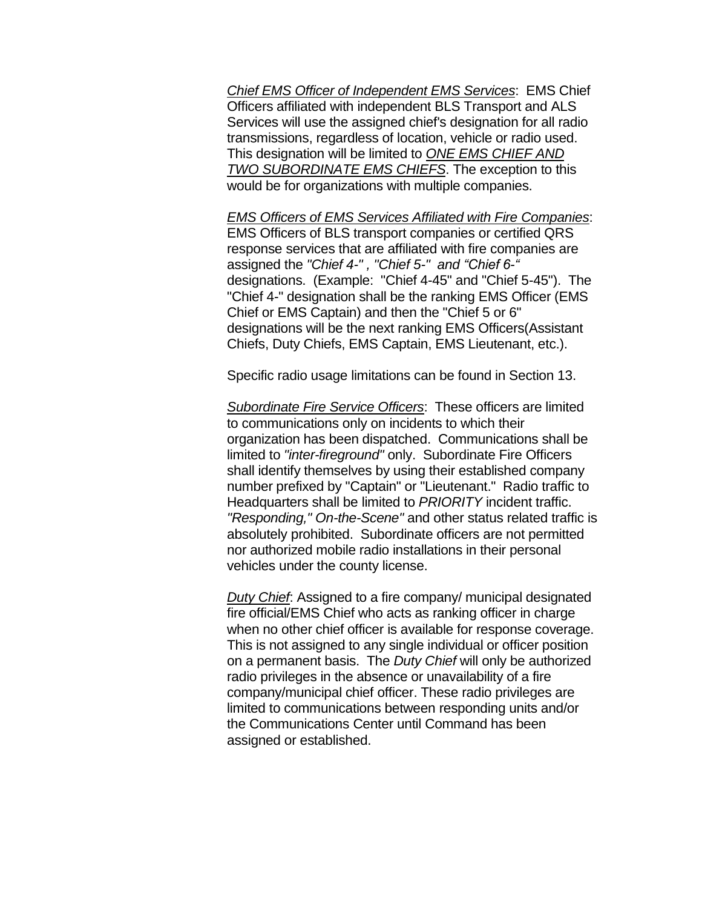*Chief EMS Officer of Independent EMS Services*: EMS Chief Officers affiliated with independent BLS Transport and ALS Services will use the assigned chief's designation for all radio transmissions, regardless of location, vehicle or radio used. This designation will be limited to *ONE EMS CHIEF AND TWO SUBORDINATE EMS CHIEFS*. The exception to this would be for organizations with multiple companies.

*EMS Officers of EMS Services Affiliated with Fire Companies*: EMS Officers of BLS transport companies or certified QRS response services that are affiliated with fire companies are assigned the *"Chief 4-" , "Chief 5-" and "Chief 6-"* designations. (Example: "Chief 4-45" and "Chief 5-45"). The "Chief 4-" designation shall be the ranking EMS Officer (EMS Chief or EMS Captain) and then the "Chief 5 or 6" designations will be the next ranking EMS Officers(Assistant Chiefs, Duty Chiefs, EMS Captain, EMS Lieutenant, etc.).

Specific radio usage limitations can be found in Section 13.

*Subordinate Fire Service Officers*: These officers are limited to communications only on incidents to which their organization has been dispatched. Communications shall be limited to *"inter-fireground"* only. Subordinate Fire Officers shall identify themselves by using their established company number prefixed by "Captain" or "Lieutenant." Radio traffic to Headquarters shall be limited to *PRIORITY* incident traffic. *"Responding," On-the-Scene"* and other status related traffic is absolutely prohibited. Subordinate officers are not permitted nor authorized mobile radio installations in their personal vehicles under the county license.

*Duty Chief*: Assigned to a fire company/ municipal designated fire official/EMS Chief who acts as ranking officer in charge when no other chief officer is available for response coverage. This is not assigned to any single individual or officer position on a permanent basis. The *Duty Chief* will only be authorized radio privileges in the absence or unavailability of a fire company/municipal chief officer. These radio privileges are limited to communications between responding units and/or the Communications Center until Command has been assigned or established.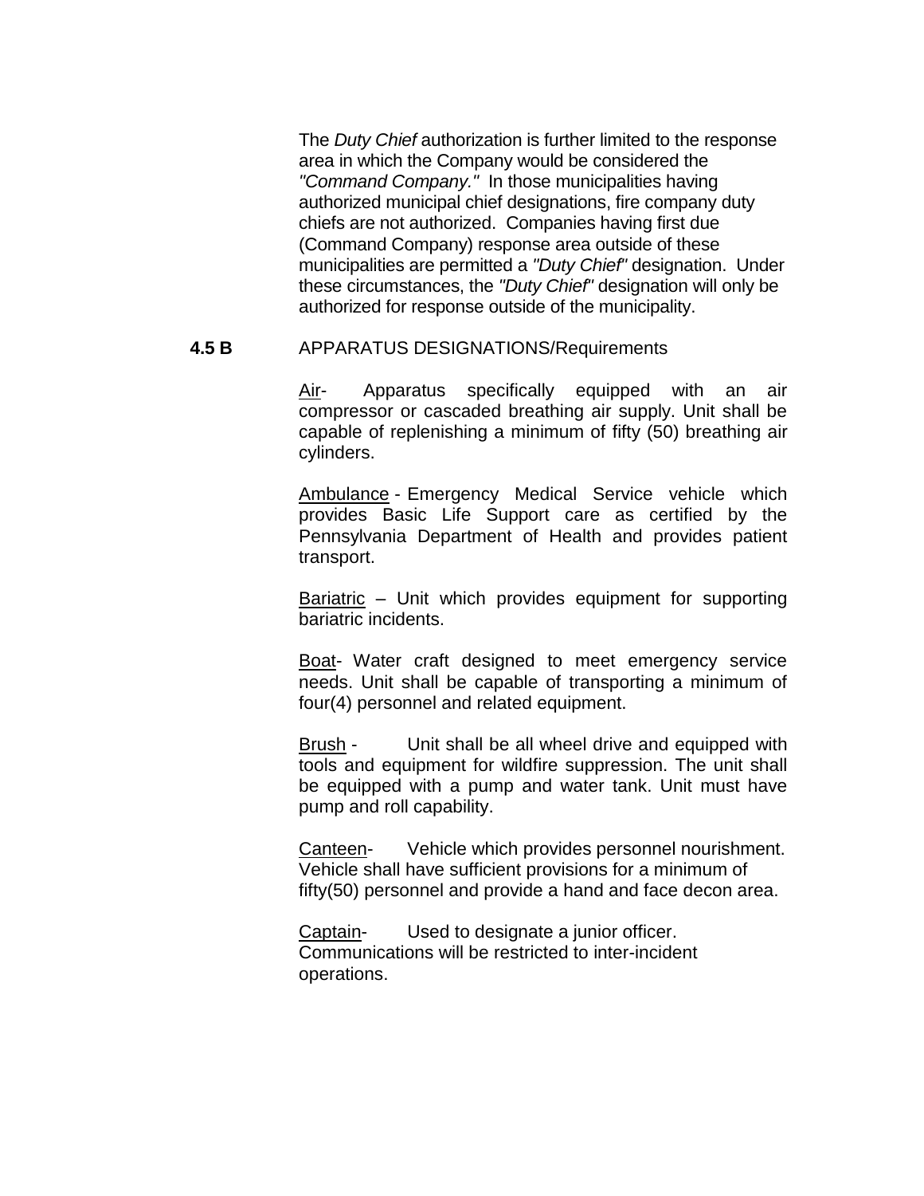The *Duty Chief* authorization is further limited to the response area in which the Company would be considered the *"Command Company."* In those municipalities having authorized municipal chief designations, fire company duty chiefs are not authorized. Companies having first due (Command Company) response area outside of these municipalities are permitted a *"Duty Chief"* designation. Under these circumstances, the *"Duty Chief"* designation will only be authorized for response outside of the municipality.

**4.5 B** APPARATUS DESIGNATIONS/Requirements

<u>Air</u>- Apparatus specifically equipped with an air compressor or cascaded breathing air supply. Unit shall be capable of replenishing a minimum of fifty (50) breathing air cylinders.

<u>Ambulance</u> - Emergency Medical Service vehicle which provides Basic Life Support care as certified by the Pennsylvania Department of Health and provides patient transport.

<u>Bariatric</u> – Unit which provides equipment for supporting bariatric incidents.

<u>Boat</u>- Water craft designed to meet emergency service needs. Unit shall be capable of transporting a minimum of four(4) personnel and related equipment.

<u>Brush</u> - Unit shall be all wheel drive and equipped with tools and equipment for wildfire suppression. The unit shall be equipped with a pump and water tank. Unit must have pump and roll capability.

<u>Canteen</u>- Vehicle which provides personnel nourishment. Vehicle shall have sufficient provisions for a minimum of fifty(50) personnel and provide a hand and face decon area.

<u>Captain</u>- Used to designate a junior officer. Communications will be restricted to inter-incident operations.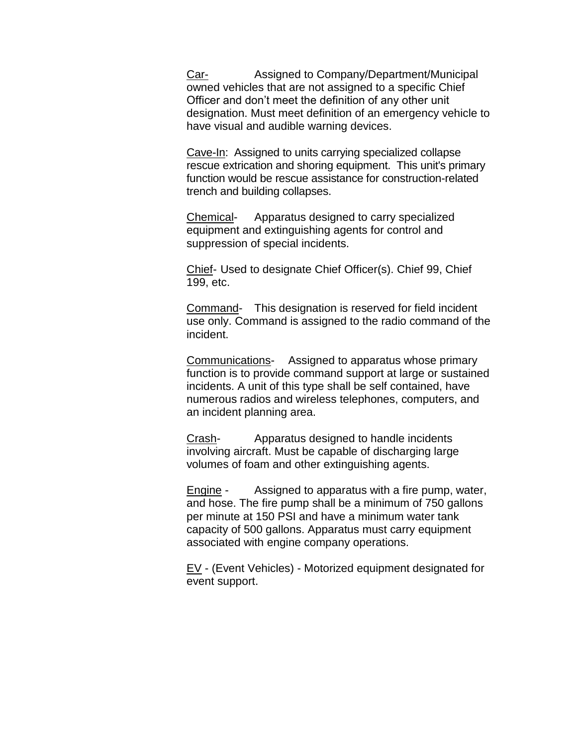<u>Car-</u> Assigned to Company/Department/Municipal owned vehicles that are not assigned to a specific Chief Officer and don't meet the definition of any other unit designation. Must meet definition of an emergency vehicle to have visual and audible warning devices.

<u>Cave-In</u>: Assigned to units carrying specialized collapse rescue extrication and shoring equipment. This unit's primary function would be rescue assistance for construction-related trench and building collapses.

<u>Chemical</u>- Apparatus designed to carry specialized equipment and extinguishing agents for control and suppression of special incidents.

<u>Chief</u>- Used to designate Chief Officer(s). Chief 99, Chief 199, etc.

<u>Command</u>- This designation is reserved for field incident use only. Command is assigned to the radio command of the incident.

<u>Communications</u>- Assigned to apparatus whose primary function is to provide command support at large or sustained incidents. A unit of this type shall be self contained, have numerous radios and wireless telephones, computers, and an incident planning area.

<u>Crash</u>- Apparatus designed to handle incidents involving aircraft. Must be capable of discharging large volumes of foam and other extinguishing agents.

<u>Engine</u> - Assigned to apparatus with a fire pump, water, and hose. The fire pump shall be a minimum of 750 gallons per minute at 150 PSI and have a minimum water tank capacity of 500 gallons. Apparatus must carry equipment associated with engine company operations.

<u>EV</u> - (Event Vehicles) - Motorized equipment designated for event support.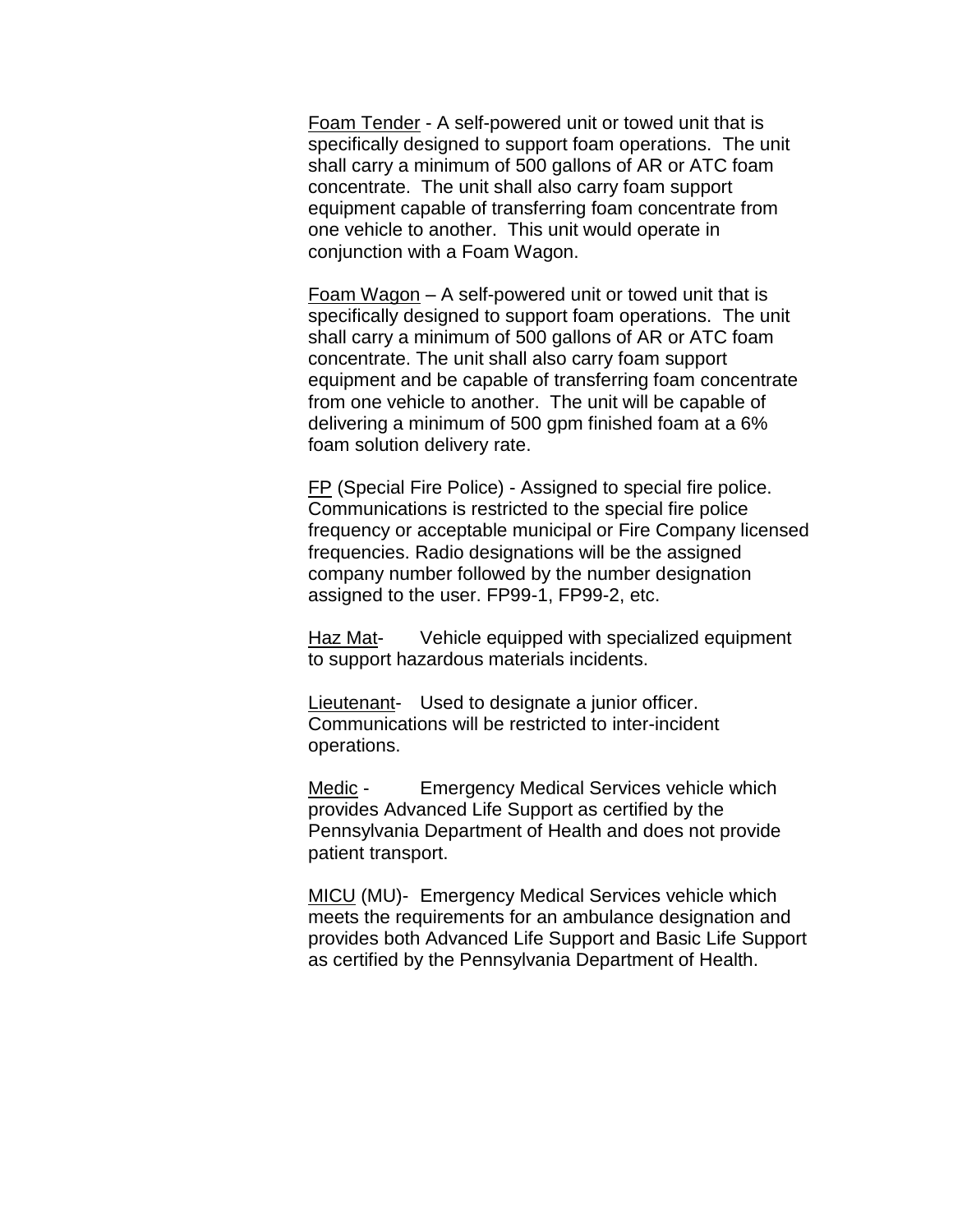<u>Foam Tender</u> - A self-powered unit or towed unit that is specifically designed to support foam operations. The unit shall carry a minimum of 500 gallons of AR or ATC foam concentrate. The unit shall also carry foam support equipment capable of transferring foam concentrate from one vehicle to another. This unit would operate in conjunction with a Foam Wagon.

<u>Foam Wagon</u> – A self-powered unit or towed unit that is specifically designed to support foam operations. The unit shall carry a minimum of 500 gallons of AR or ATC foam concentrate. The unit shall also carry foam support equipment and be capable of transferring foam concentrate from one vehicle to another. The unit will be capable of delivering a minimum of 500 gpm finished foam at a 6% foam solution delivery rate.

<u>FP</u> (Special Fire Police) - Assigned to special fire police. Communications is restricted to the special fire police frequency or acceptable municipal or Fire Company licensed frequencies. Radio designations will be the assigned company number followed by the number designation assigned to the user. FP99-1, FP99-2, etc.

<u>Haz Mat</u>- Vehicle equipped with specialized equipment to support hazardous materials incidents.

<u>Lieutenant</u>- Used to designate a junior officer. Communications will be restricted to inter-incident operations.

<u>Medic</u> - Emergency Medical Services vehicle which provides Advanced Life Support as certified by the Pennsylvania Department of Health and does not provide patient transport.

<u>MICU</u> (MU)- Emergency Medical Services vehicle which meets the requirements for an ambulance designation and provides both Advanced Life Support and Basic Life Support as certified by the Pennsylvania Department of Health.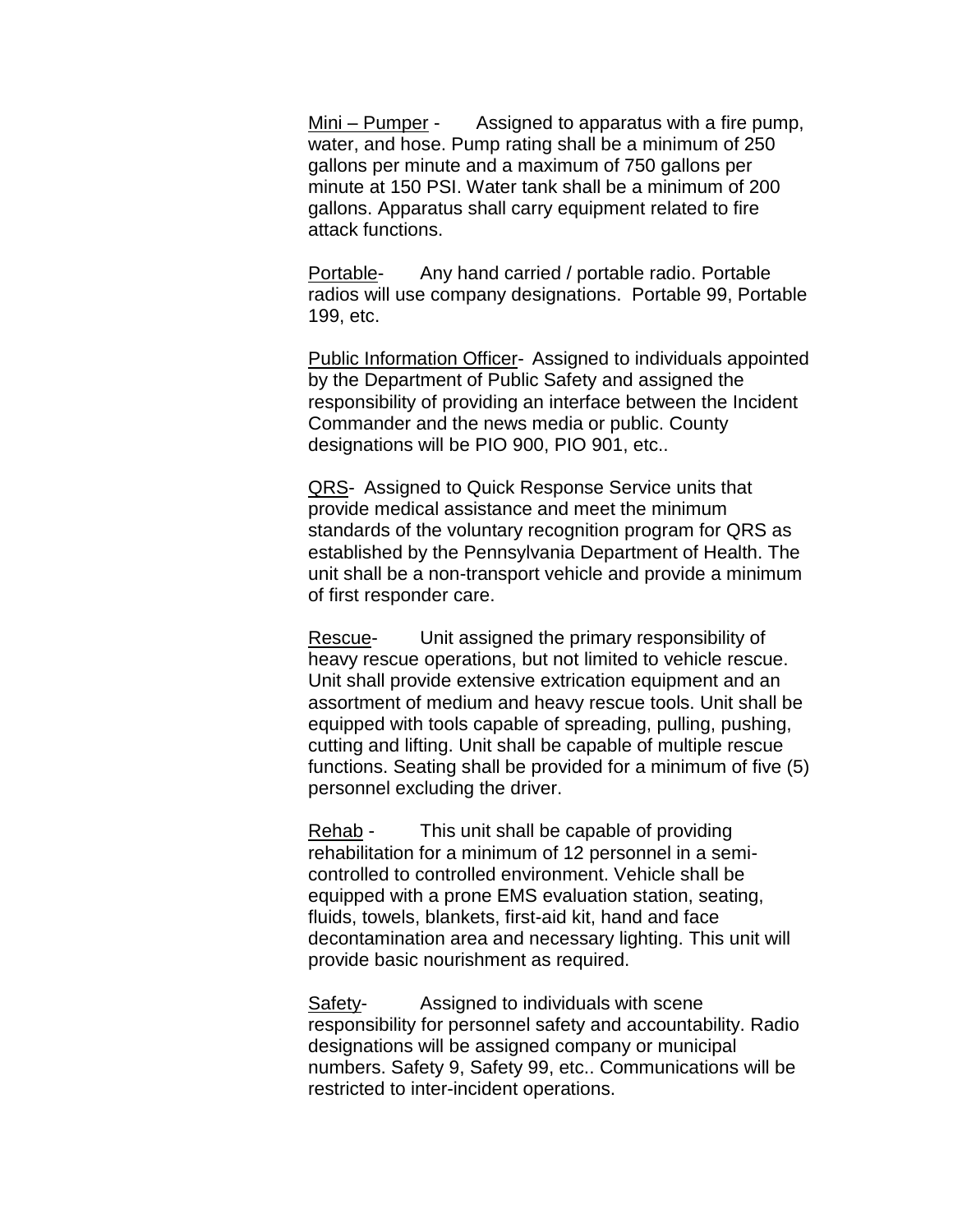<u>Mini – Pumper</u> - Assigned to apparatus with a fire pump, water, and hose. Pump rating shall be a minimum of 250 gallons per minute and a maximum of 750 gallons per minute at 150 PSI. Water tank shall be a minimum of 200 gallons. Apparatus shall carry equipment related to fire attack functions.

<u>Portable</u>- Any hand carried / portable radio. Portable radios will use company designations. Portable 99, Portable 199, etc.

<u>Public Information Officer</u>- Assigned to individuals appointed by the Department of Public Safety and assigned the responsibility of providing an interface between the Incident Commander and the news media or public. County designations will be PIO 900, PIO 901, etc..

<u>QRS</u>- Assigned to Quick Response Service units that provide medical assistance and meet the minimum standards of the voluntary recognition program for QRS as established by the Pennsylvania Department of Health. The unit shall be a non-transport vehicle and provide a minimum of first responder care.

<u>Rescue</u>- Unit assigned the primary responsibility of heavy rescue operations, but not limited to vehicle rescue. Unit shall provide extensive extrication equipment and an assortment of medium and heavy rescue tools. Unit shall be equipped with tools capable of spreading, pulling, pushing, cutting and lifting. Unit shall be capable of multiple rescue functions. Seating shall be provided for a minimum of five (5) personnel excluding the driver.

<u>Rehab</u> - This unit shall be capable of providing rehabilitation for a minimum of 12 personnel in a semi-controlled to controlled environment. Vehicle shall be equipped with a prone EMS evaluation station, seating, fluids, towels, blankets, first-aid kit, hand and face decontamination area and necessary lighting. This unit will provide basic nourishment as required.

<u>Safety</u>- Assigned to individuals with scene responsibility for personnel safety and accountability. Radio designations will be assigned company or municipal numbers. Safety 9, Safety 99, etc.. Communications will be restricted to inter-incident operations.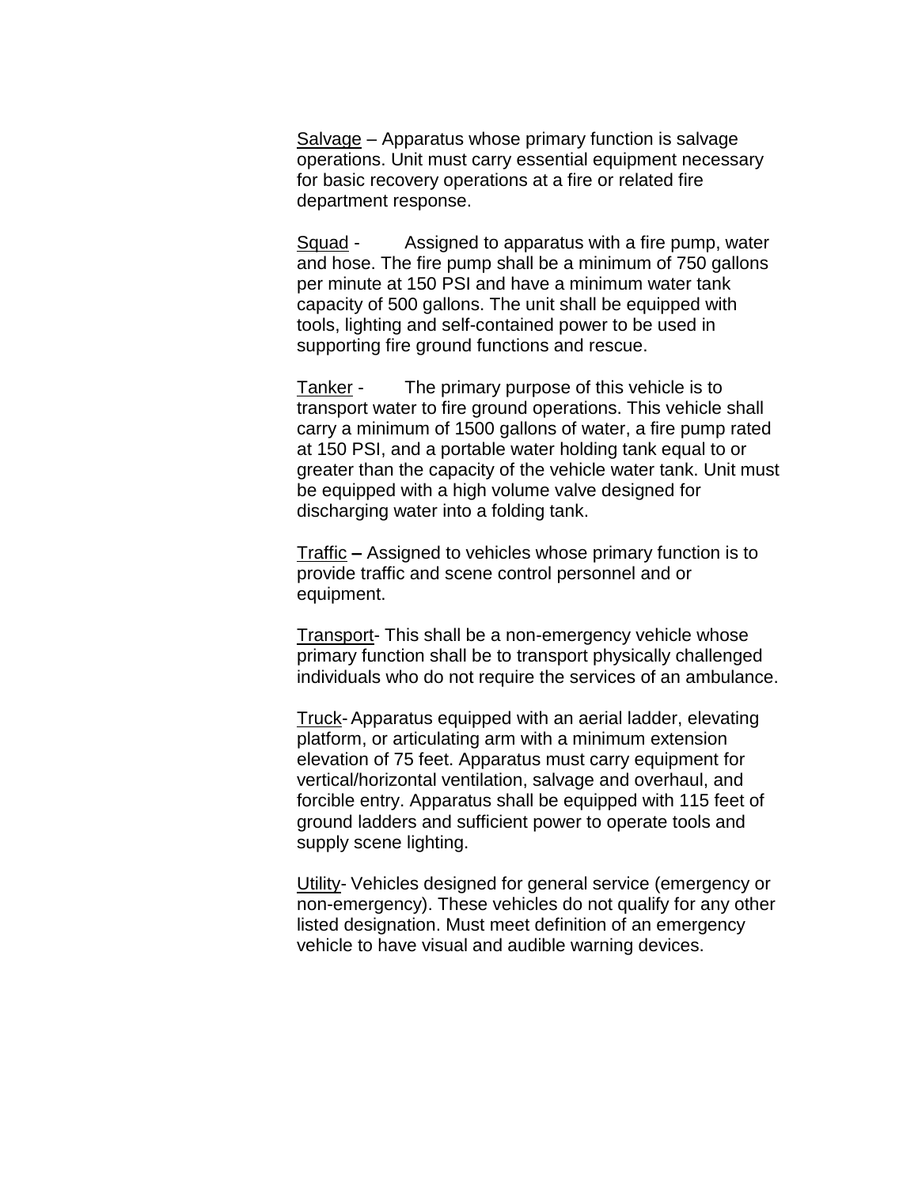<u>Salvage</u> – Apparatus whose primary function is salvage operations. Unit must carry essential equipment necessary for basic recovery operations at a fire or related fire department response.

<u>Squad</u> - Assigned to apparatus with a fire pump, water and hose. The fire pump shall be a minimum of 750 gallons per minute at 150 PSI and have a minimum water tank capacity of 500 gallons. The unit shall be equipped with tools, lighting and self-contained power to be used in supporting fire ground functions and rescue.

<u>Tanker</u> - The primary purpose of this vehicle is to transport water to fire ground operations. This vehicle shall carry a minimum of 1500 gallons of water, a fire pump rated at 150 PSI, and a portable water holding tank equal to or greater than the capacity of the vehicle water tank. Unit must be equipped with a high volume valve designed for discharging water into a folding tank.

<u>Traffic</u> **–** Assigned to vehicles whose primary function is to provide traffic and scene control personnel and or equipment.

<u>Transport</u>- This shall be a non-emergency vehicle whose primary function shall be to transport physically challenged individuals who do not require the services of an ambulance.

<u>Truck</u>- Apparatus equipped with an aerial ladder, elevating platform, or articulating arm with a minimum extension elevation of 75 feet. Apparatus must carry equipment for vertical/horizontal ventilation, salvage and overhaul, and forcible entry. Apparatus shall be equipped with 115 feet of ground ladders and sufficient power to operate tools and supply scene lighting.

<u>Utility</u>- Vehicles designed for general service (emergency or non-emergency). These vehicles do not qualify for any other listed designation. Must meet definition of an emergency vehicle to have visual and audible warning devices.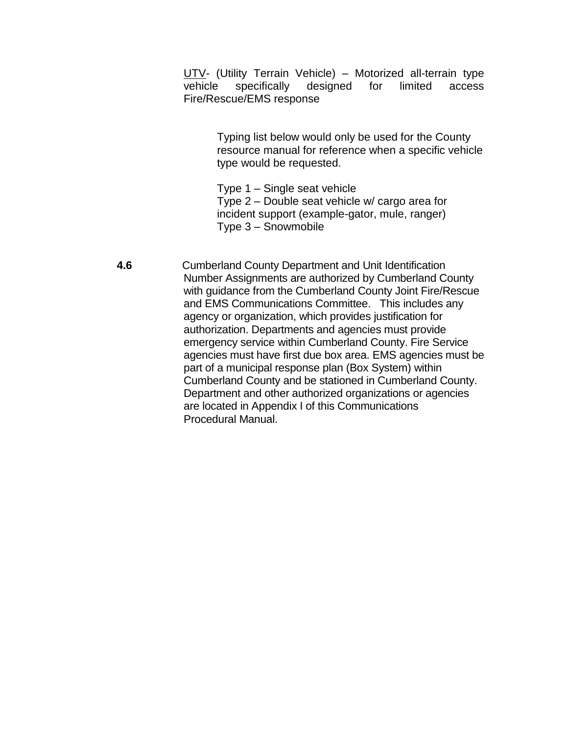<u>UTV</u>- (Utility Terrain Vehicle) – Motorized all-terrain type vehicle specifically designed for limited access Fire/Rescue/EMS response

Typing list below would only be used for the County resource manual for reference when a specific vehicle type would be requested.

Type 1 – Single seat vehicle
Type 2 – Double seat vehicle w/ cargo area for incident support (example-gator, mule, ranger)
Type 3 – Snowmobile

**4.6** Cumberland County Department and Unit Identification Number Assignments are authorized by Cumberland County with guidance from the Cumberland County Joint Fire/Rescue and EMS Communications Committee. This includes any agency or organization, which provides justification for authorization. Departments and agencies must provide emergency service within Cumberland County. Fire Service agencies must have first due box area. EMS agencies must be part of a municipal response plan (Box System) within Cumberland County and be stationed in Cumberland County. Department and other authorized organizations or agencies are located in Appendix I of this Communications Procedural Manual.